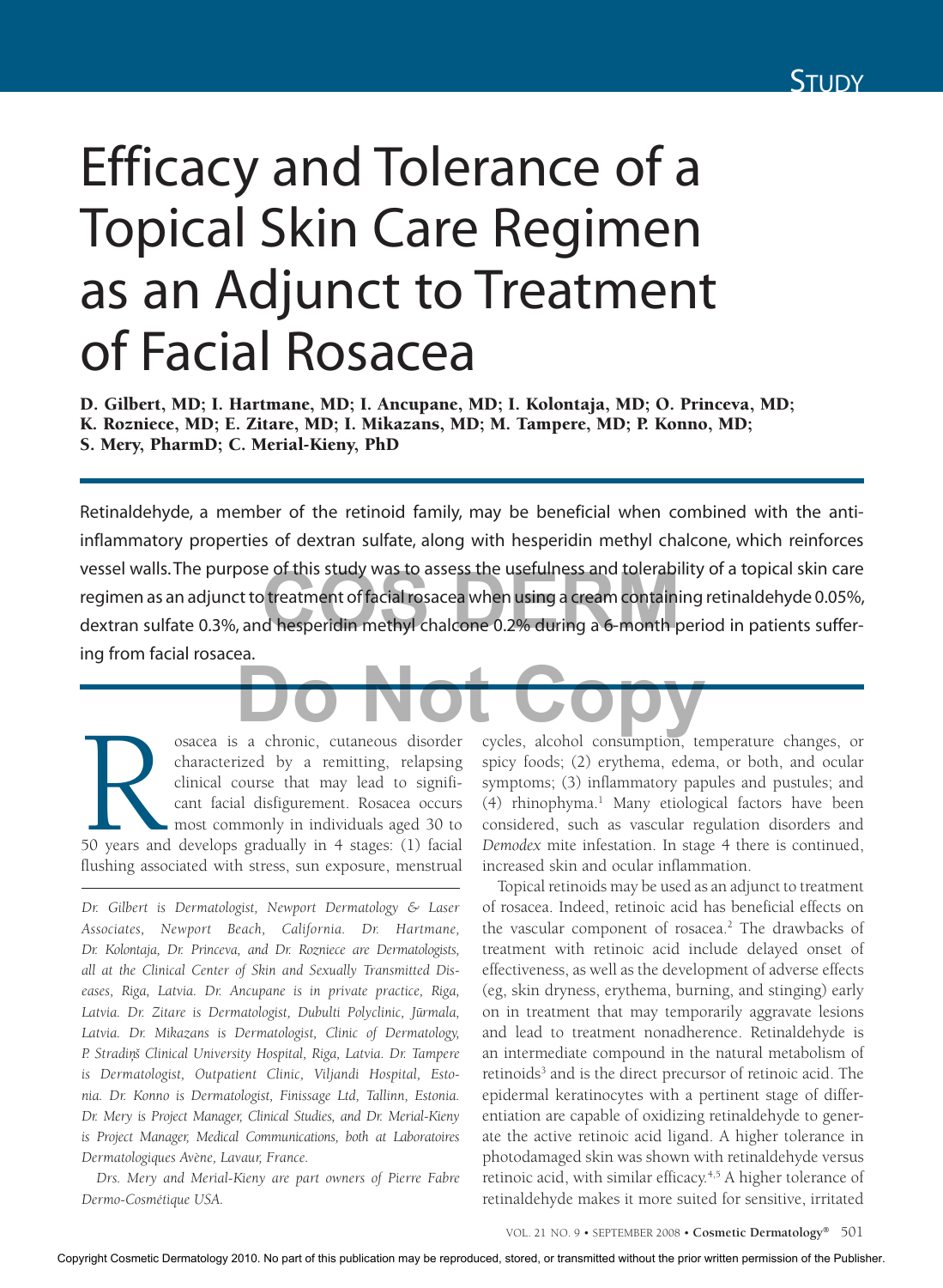# Efficacy and Tolerance of a Topical Skin Care Regimen as an Adjunct to Treatment of Facial Rosacea

**D. Gilbert, MD; I. Hartmane, MD; I. Ancupane, MD; I. Kolontaja, MD; O. Princeva, MD; K. Rozniece, MD; E. Zitare, MD; I. Mikazans, MD; M. Tampere, MD; P. Konno, MD; S. Mery, PharmD; C. Merial-Kieny, PhD**

Retinaldehyde, a member of the retinoid family, may be beneficial when combined with the anti-inflammatory properties of dextran sulfate, along with hesperidin methyl chalcone, which reinforces vessel walls. The purpose of this study was to assess the usefulness and tolerability of a topical skin care regimen as an adjunct to treatment of facial rosacea when using a cream containing retinaldehyde 0.05%, dextran sulfate 0.3%, and hesperidin methyl chalcone 0.2% during a 6-month period in patients suffering from facial rosacea.

Rosacea is a chronic, cutaneous disorder characterized by a remitting, relapsing clinical course that may lead to significant facial disfigurement. Rosacea occurs most commonly in individuals aged 30 to 50 years and develops gradually in 4 stages: (1) facial flushing associated with stress, sun exposure, menstrual cycles, alcohol consumption, temperature changes, or spicy foods; (2) erythema, edema, or both, and ocular symptoms; (3) inflammatory papules and pustules; and (4) rhinophyma.[1] Many etiological factors have been considered, such as vascular regulation disorders and *Demodex* mite infestation. In stage 4 there is continued, increased skin and ocular inflammation.

Topical retinoids may be used as an adjunct to treatment of rosacea. Indeed, retinoic acid has beneficial effects on the vascular component of rosacea.[2] The drawbacks of treatment with retinoic acid include delayed onset of effectiveness, as well as the development of adverse effects (eg, skin dryness, erythema, burning, and stinging) early on in treatment that may temporarily aggravate lesions and lead to treatment nonadherence. Retinaldehyde is an intermediate compound in the natural metabolism of retinoids[3] and is the direct precursor of retinoic acid. The epidermal keratinocytes with a pertinent stage of differentiation are capable of oxidizing retinaldehyde to generate the active retinoic acid ligand. A higher tolerance in photodamaged skin was shown with retinaldehyde versus retinoic acid, with similar efficacy.[4,5] A higher tolerance of retinaldehyde makes it more suited for sensitive, irritated

---

*Dr. Gilbert is Dermatologist, Newport Dermatology & Laser Associates, Newport Beach, California. Dr. Hartmane, Dr. Kolontaja, Dr. Princeva, and Dr. Rozniece are Dermatologists, all at the Clinical Center of Skin and Sexually Transmitted Diseases, Riga, Latvia. Dr. Ancupane is in private practice, Riga, Latvia. Dr. Zitare is Dermatologist, Dubulti Polyclinic, Jūrmala, Latvia. Dr. Mikazans is Dermatologist, Clinic of Dermatology, P. Stradiņš Clinical University Hospital, Riga, Latvia. Dr. Tampere is Dermatologist, Outpatient Clinic, Viljandi Hospital, Estonia. Dr. Konno is Dermatologist, Finissage Ltd, Tallinn, Estonia. Dr. Mery is Project Manager, Clinical Studies, and Dr. Merial-Kieny is Project Manager, Medical Communications, both at Laboratoires Dermatologiques Avène, Lavaur, France.*

*Drs. Mery and Merial-Kieny are part owners of Pierre Fabre Dermo-Cosmétique USA.*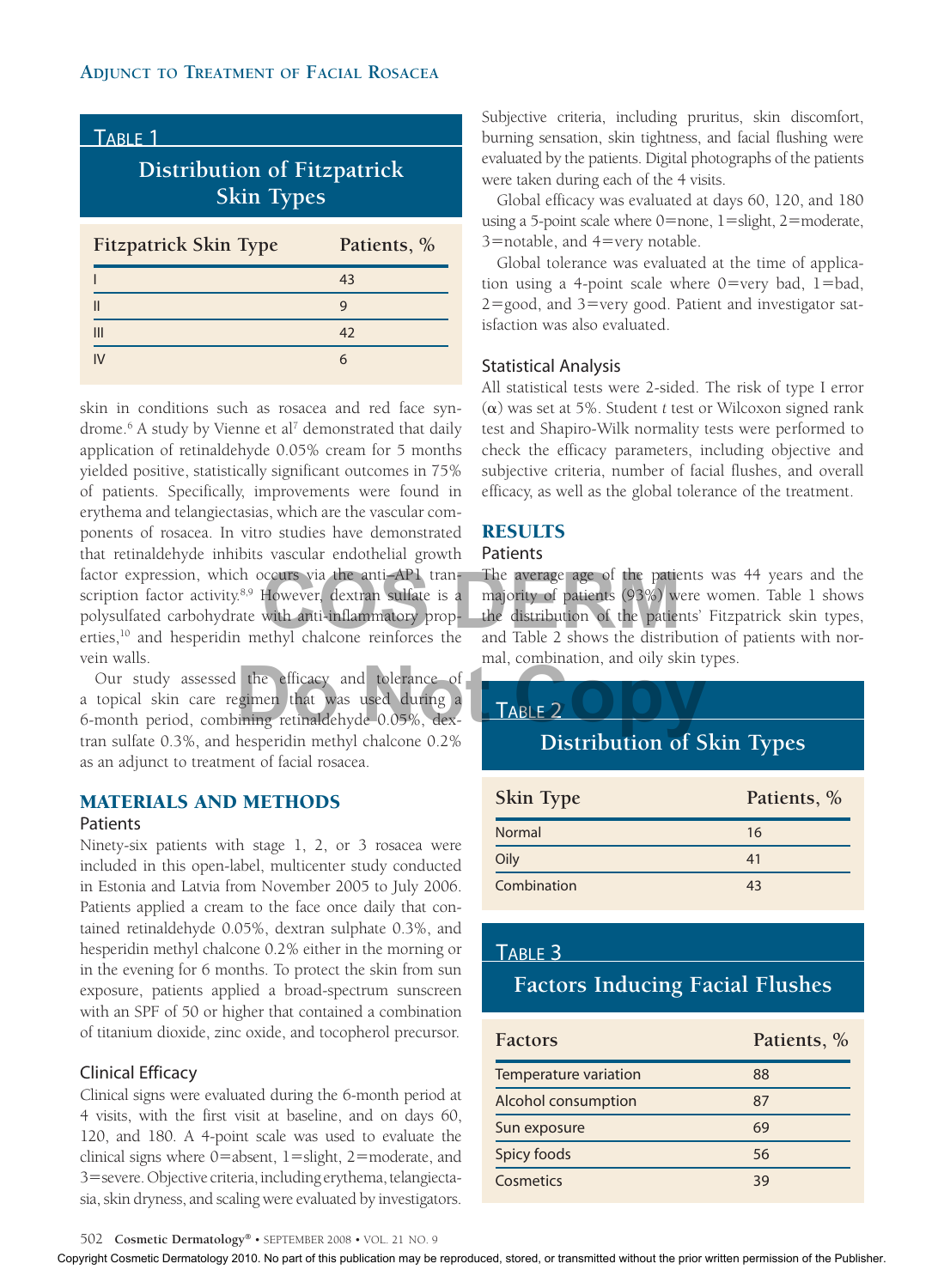**Table 1**

**Distribution of Fitzpatrick Skin Types**

| Fitzpatrick Skin Type | Patients, % |
|---|---|
| I | 43 |
| II | 9 |
| III | 42 |
| IV | 6 |

skin in conditions such as rosacea and red face syndrome.[6] A study by Vienne et al[7] demonstrated that daily application of retinaldehyde 0.05% cream for 5 months yielded positive, statistically significant outcomes in 75% of patients. Specifically, improvements were found in erythema and telangiectasias, which are the vascular components of rosacea. In vitro studies have demonstrated that retinaldehyde inhibits vascular endothelial growth factor expression, which occurs via the anti–AP1 transcription factor activity.[8,9] However, dextran sulfate is a polysulfated carbohydrate with anti-inflammatory properties,[10] and hesperidin methyl chalcone reinforces the vein walls.

Our study assessed the efficacy and tolerance of a topical skin care regimen that was used during a 6-month period, combining retinaldehyde 0.05%, dextran sulfate 0.3%, and hesperidin methyl chalcone 0.2% as an adjunct to treatment of facial rosacea.

## MATERIALS AND METHODS

### Patients

Ninety-six patients with stage 1, 2, or 3 rosacea were included in this open-label, multicenter study conducted in Estonia and Latvia from November 2005 to July 2006. Patients applied a cream to the face once daily that contained retinaldehyde 0.05%, dextran sulphate 0.3%, and hesperidin methyl chalcone 0.2% either in the morning or in the evening for 6 months. To protect the skin from sun exposure, patients applied a broad-spectrum sunscreen with an SPF of 50 or higher that contained a combination of titanium dioxide, zinc oxide, and tocopherol precursor.

### Clinical Efficacy

Clinical signs were evaluated during the 6-month period at 4 visits, with the first visit at baseline, and on days 60, 120, and 180. A 4-point scale was used to evaluate the clinical signs where 0=absent, 1=slight, 2=moderate, and 3=severe. Objective criteria, including erythema, telangiectasia, skin dryness, and scaling were evaluated by investigators. Subjective criteria, including pruritus, skin discomfort, burning sensation, skin tightness, and facial flushing were evaluated by the patients. Digital photographs of the patients were taken during each of the 4 visits.

Global efficacy was evaluated at days 60, 120, and 180 using a 5-point scale where 0=none, 1=slight, 2=moderate, 3=notable, and 4=very notable.

Global tolerance was evaluated at the time of application using a 4-point scale where 0=very bad, 1=bad, 2=good, and 3=very good. Patient and investigator satisfaction was also evaluated.

### Statistical Analysis

All statistical tests were 2-sided. The risk of type I error ($\alpha$) was set at 5%. Student *t* test or Wilcoxon signed rank test and Shapiro-Wilk normality tests were performed to check the efficacy parameters, including objective and subjective criteria, number of facial flushes, and overall efficacy, as well as the global tolerance of the treatment.

## RESULTS

### Patients

The average age of the patients was 44 years and the majority of patients (93%) were women. Table 1 shows the distribution of the patients' Fitzpatrick skin types, and Table 2 shows the distribution of patients with normal, combination, and oily skin types.

**Table 2**

**Distribution of Skin Types**

| Skin Type | Patients, % |
|---|---|
| Normal | 16 |
| Oily | 41 |
| Combination | 43 |

**Table 3**

**Factors Inducing Facial Flushes**

| Factors | Patients, % |
|---|---|
| Temperature variation | 88 |
| Alcohol consumption | 87 |
| Sun exposure | 69 |
| Spicy foods | 56 |
| Cosmetics | 39 |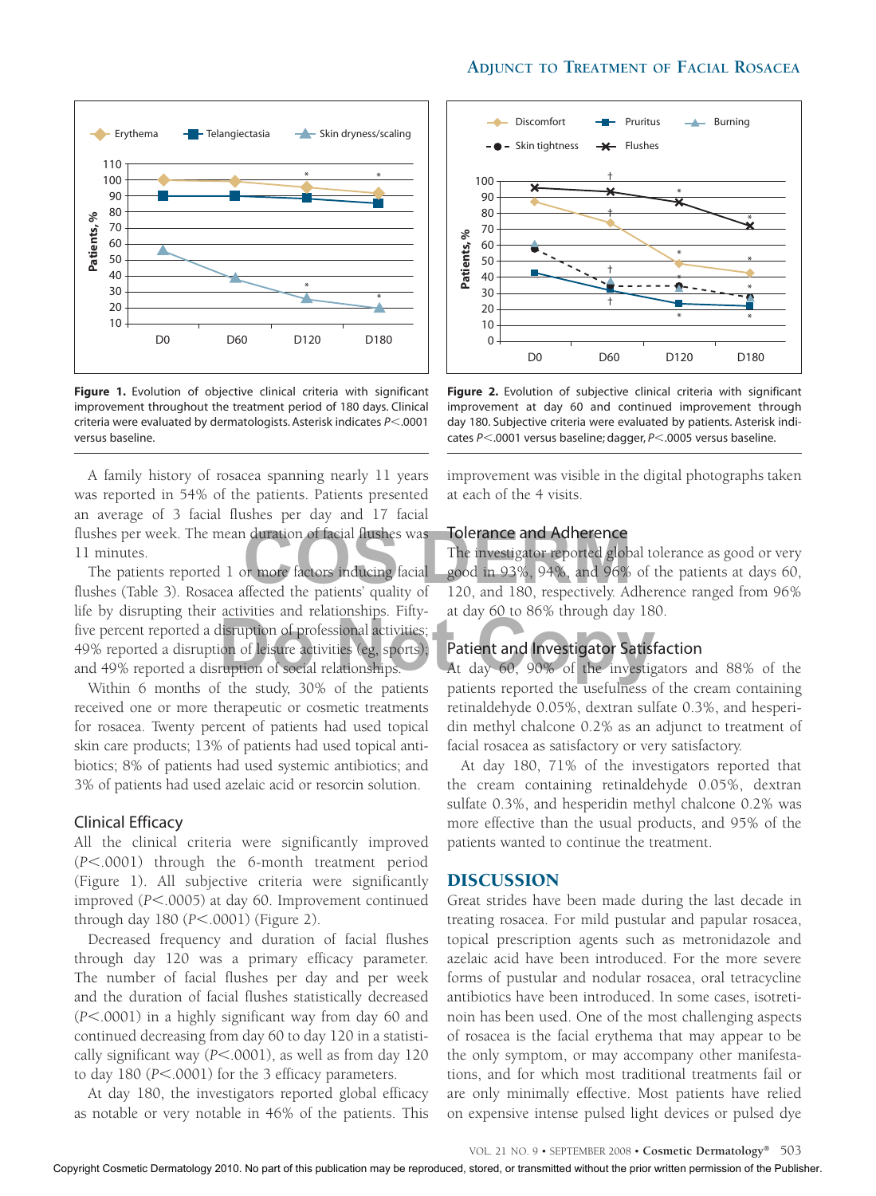Figure 1. Evolution of objective clinical criteria with significant improvement throughout the treatment period of 180 days. Clinical criteria were evaluated by dermatologists. Asterisk indicates $P<.0001$ versus baseline.

Figure 2. Evolution of subjective clinical criteria with significant improvement at day 60 and continued improvement through day 180. Subjective criteria were evaluated by patients. Asterisk indicates $P<.0001$ versus baseline; dagger, $P<.0005$ versus baseline.

A family history of rosacea spanning nearly 11 years was reported in 54% of the patients. Patients presented an average of 3 facial flushes per day and 17 facial flushes per week. The mean duration of facial flushes was 11 minutes.

The patients reported 1 or more factors inducing facial flushes (Table 3). Rosacea affected the patients' quality of life by disrupting their activities and relationships. Fifty-five percent reported a disruption of professional activities; 49% reported a disruption of leisure activities (eg, sports); and 49% reported a disruption of social relationships.

Within 6 months of the study, 30% of the patients received one or more therapeutic or cosmetic treatments for rosacea. Twenty percent of patients had used topical skin care products; 13% of patients had used topical antibiotics; 8% of patients had used systemic antibiotics; and 3% of patients had used azelaic acid or resorcin solution.

## Clinical Efficacy

All the clinical criteria were significantly improved ($P<.0001$) through the 6-month treatment period (Figure 1). All subjective criteria were significantly improved ($P<.0005$) at day 60. Improvement continued through day 180 ($P<.0001$) (Figure 2).

Decreased frequency and duration of facial flushes through day 120 was a primary efficacy parameter. The number of facial flushes per day and per week and the duration of facial flushes statistically decreased ($P<.0001$) in a highly significant way from day 60 and continued decreasing from day 60 to day 120 in a statistically significant way ($P<.0001$), as well as from day 120 to day 180 ($P<.0001$) for the 3 efficacy parameters.

At day 180, the investigators reported global efficacy as notable or very notable in 46% of the patients. This improvement was visible in the digital photographs taken at each of the 4 visits.

## Tolerance and Adherence

The investigator reported global tolerance as good or very good in 93%, 94%, and 96% of the patients at days 60, 120, and 180, respectively. Adherence ranged from 96% at day 60 to 86% through day 180.

## Patient and Investigator Satisfaction

At day 60, 90% of the investigators and 88% of the patients reported the usefulness of the cream containing retinaldehyde 0.05%, dextran sulfate 0.3%, and hesperidin methyl chalcone 0.2% as an adjunct to treatment of facial rosacea as satisfactory or very satisfactory.

At day 180, 71% of the investigators reported that the cream containing retinaldehyde 0.05%, dextran sulfate 0.3%, and hesperidin methyl chalcone 0.2% was more effective than the usual products, and 95% of the patients wanted to continue the treatment.

## DISCUSSION

Great strides have been made during the last decade in treating rosacea. For mild pustular and papular rosacea, topical prescription agents such as metronidazole and azelaic acid have been introduced. For the more severe forms of pustular and nodular rosacea, oral tetracycline antibiotics have been introduced. In some cases, isotretinoin has been used. One of the most challenging aspects of rosacea is the facial erythema that may appear to be the only symptom, or may accompany other manifestations, and for which most traditional treatments fail or are only minimally effective. Most patients have relied on expensive intense pulsed light devices or pulsed dye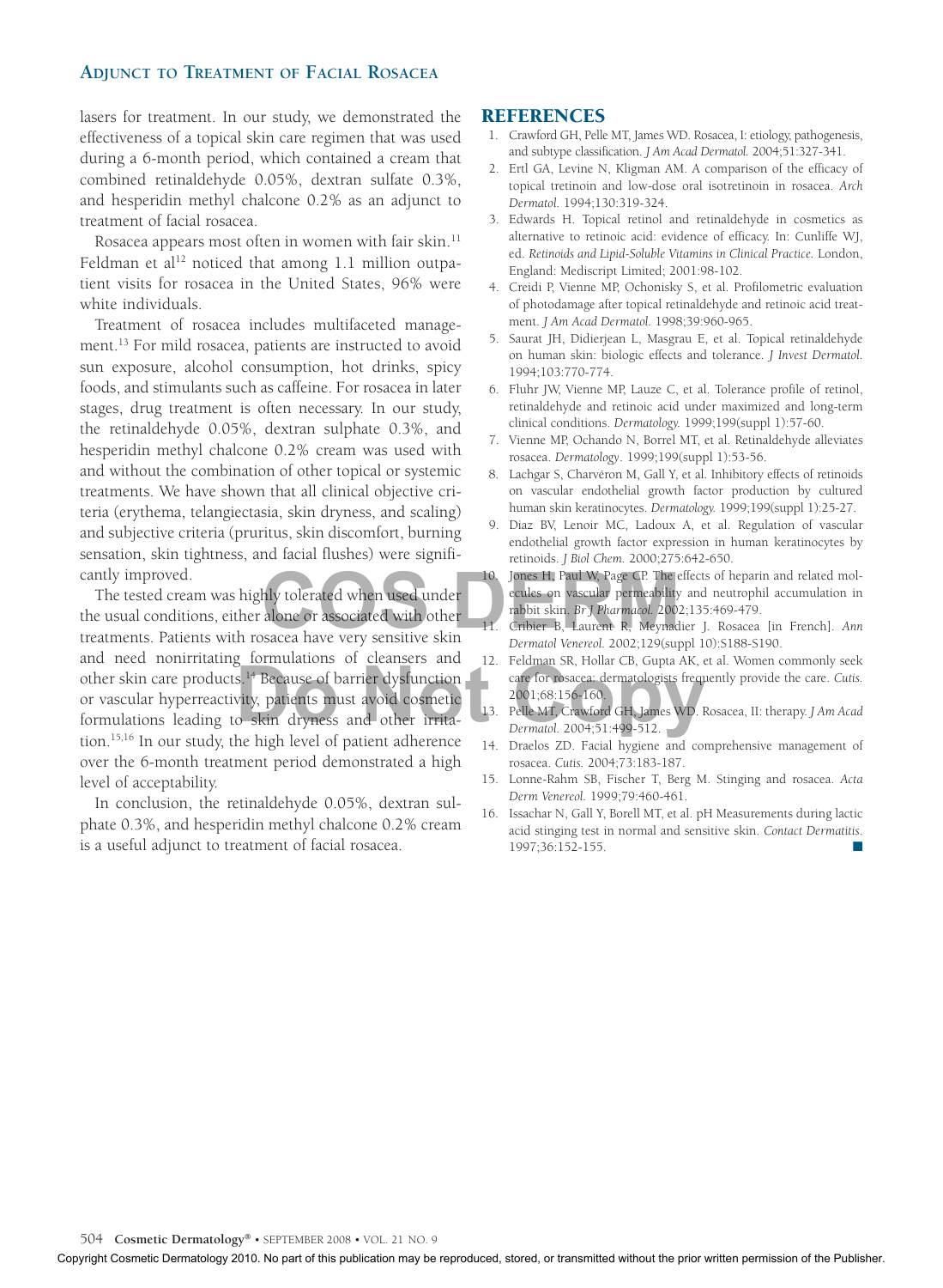lasers for treatment. In our study, we demonstrated the effectiveness of a topical skin care regimen that was used during a 6-month period, which contained a cream that combined retinaldehyde 0.05%, dextran sulfate 0.3%, and hesperidin methyl chalcone 0.2% as an adjunct to treatment of facial rosacea.

Rosacea appears most often in women with fair skin.[11] Feldman et al[12] noticed that among 1.1 million outpatient visits for rosacea in the United States, 96% were white individuals.

Treatment of rosacea includes multifaceted management.[13] For mild rosacea, patients are instructed to avoid sun exposure, alcohol consumption, hot drinks, spicy foods, and stimulants such as caffeine. For rosacea in later stages, drug treatment is often necessary. In our study, the retinaldehyde 0.05%, dextran sulphate 0.3%, and hesperidin methyl chalcone 0.2% cream was used with and without the combination of other topical or systemic treatments. We have shown that all clinical objective criteria (erythema, telangiectasia, skin dryness, and scaling) and subjective criteria (pruritus, skin discomfort, burning sensation, skin tightness, and facial flushes) were significantly improved.

The tested cream was highly tolerated when used under the usual conditions, either alone or associated with other treatments. Patients with rosacea have very sensitive skin and need nonirritating formulations of cleansers and other skin care products.[14] Because of barrier dysfunction or vascular hyperreactivity, patients must avoid cosmetic formulations leading to skin dryness and other irritation.[15,16] In our study, the high level of patient adherence over the 6-month treatment period demonstrated a high level of acceptability.

In conclusion, the retinaldehyde 0.05%, dextran sulphate 0.3%, and hesperidin methyl chalcone 0.2% cream is a useful adjunct to treatment of facial rosacea.

## REFERENCES

1. Crawford GH, Pelle MT, James WD. Rosacea, I: etiology, pathogenesis, and subtype classification. *J Am Acad Dermatol.* 2004;51:327-341.
2. Ertl GA, Levine N, Kligman AM. A comparison of the efficacy of topical tretinoin and low-dose oral isotretinoin in rosacea. *Arch Dermatol.* 1994;130:319-324.
3. Edwards H. Topical retinol and retinaldehyde in cosmetics as alternative to retinoic acid: evidence of efficacy. In: Cunliffe WJ, ed. *Retinoids and Lipid-Soluble Vitamins in Clinical Practice.* London, England: Mediscript Limited; 2001:98-102.
4. Creidi P, Vienne MP, Ochonisky S, et al. Profilometric evaluation of photodamage after topical retinaldehyde and retinoic acid treatment. *J Am Acad Dermatol.* 1998;39:960-965.
5. Saurat JH, Didierjean L, Masgrau E, et al. Topical retinaldehyde on human skin: biologic effects and tolerance. *J Invest Dermatol.* 1994;103:770-774.
6. Fluhr JW, Vienne MP, Lauze C, et al. Tolerance profile of retinol, retinaldehyde and retinoic acid under maximized and long-term clinical conditions. *Dermatology.* 1999;199(suppl 1):57-60.
7. Vienne MP, Ochando N, Borrel MT, et al. Retinaldehyde alleviates rosacea. *Dermatology*. 1999;199(suppl 1):53-56.
8. Lachgar S, Charvéron M, Gall Y, et al. Inhibitory effects of retinoids on vascular endothelial growth factor production by cultured human skin keratinocytes. *Dermatology.* 1999;199(suppl 1):25-27.
9. Diaz BV, Lenoir MC, Ladoux A, et al. Regulation of vascular endothelial growth factor expression in human keratinocytes by retinoids. *J Biol Chem.* 2000;275:642-650.
10. Jones H, Paul W, Page CP. The effects of heparin and related molecules on vascular permeability and neutrophil accumulation in rabbit skin. *Br J Pharmacol.* 2002;135:469-479.
11. Cribier B, Laurent R, Meynadier J. Rosacea [in French]. *Ann Dermatol Venereol.* 2002;129(suppl 10):S188-S190.
12. Feldman SR, Hollar CB, Gupta AK, et al. Women commonly seek care for rosacea: dermatologists frequently provide the care. *Cutis.* 2001;68:156-160.
13. Pelle MT, Crawford GH, James WD. Rosacea, II: therapy. *J Am Acad Dermatol.* 2004;51:499-512.
14. Draelos ZD. Facial hygiene and comprehensive management of rosacea. *Cutis.* 2004;73:183-187.
15. Lonne-Rahm SB, Fischer T, Berg M. Stinging and rosacea. *Acta Derm Venereol.* 1999;79:460-461.
16. Issachar N, Gall Y, Borell MT, et al. pH Measurements during lactic acid stinging test in normal and sensitive skin. *Contact Dermatitis.* 1997;36:152-155.